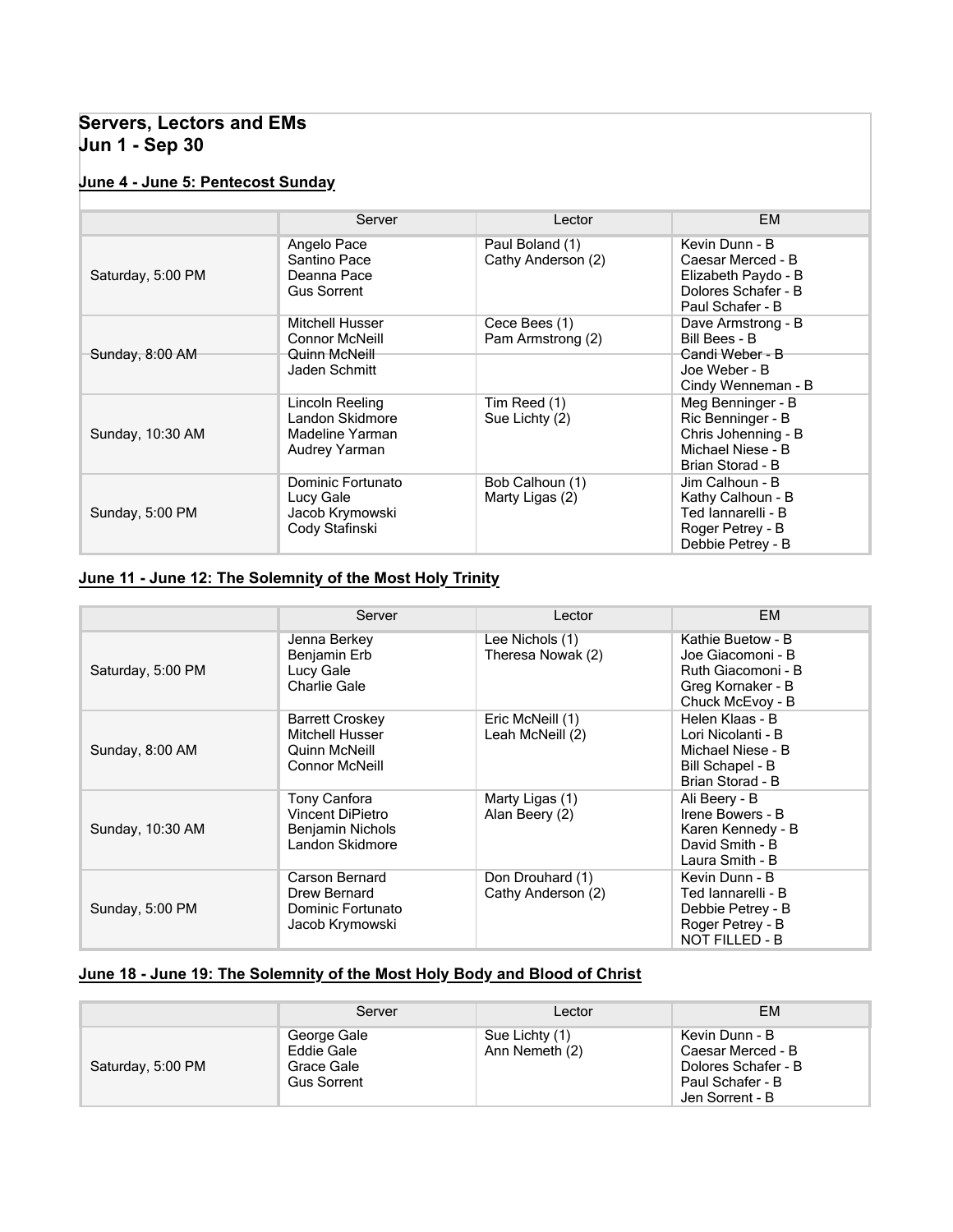## Servers, Lectors and EMs
## Jun 1 - Sep 30

### June 4 - June 5: Pentecost Sunday

| | Server | Lector | EM |
|---|---|---|---|
| Saturday, 5:00 PM | Angelo Pace<br>Santino Pace<br>Deanna Pace<br>Gus Sorrent | Paul Boland (1)<br>Cathy Anderson (2) | Kevin Dunn - B<br>Caesar Merced - B<br>Elizabeth Paydo - B<br>Dolores Schafer - B<br>Paul Schafer - B |
| Sunday, 8:00 AM | Mitchell Husser<br>Connor McNeill<br>Quinn McNeill<br>Jaden Schmitt | Cece Bees (1)<br>Pam Armstrong (2) | Dave Armstrong - B<br>Bill Bees - B<br>Candi Weber - B<br>Joe Weber - B<br>Cindy Wenneman - B |
| Sunday, 10:30 AM | Lincoln Reeling<br>Landon Skidmore<br>Madeline Yarman<br>Audrey Yarman | Tim Reed (1)<br>Sue Lichty (2) | Meg Benninger - B<br>Ric Benninger - B<br>Chris Johenning - B<br>Michael Niese - B<br>Brian Storad - B |
| Sunday, 5:00 PM | Dominic Fortunato<br>Lucy Gale<br>Jacob Krymowski<br>Cody Stafinski | Bob Calhoun (1)<br>Marty Ligas (2) | Jim Calhoun - B<br>Kathy Calhoun - B<br>Ted Iannarelli - B<br>Roger Petrey - B<br>Debbie Petrey - B |

### June 11 - June 12: The Solemnity of the Most Holy Trinity

| | Server | Lector | EM |
|---|---|---|---|
| Saturday, 5:00 PM | Jenna Berkey<br>Benjamin Erb<br>Lucy Gale<br>Charlie Gale | Lee Nichols (1)<br>Theresa Nowak (2) | Kathie Buetow - B<br>Joe Giacomoni - B<br>Ruth Giacomoni - B<br>Greg Kornaker - B<br>Chuck McEvoy - B |
| Sunday, 8:00 AM | Barrett Croskey<br>Mitchell Husser<br>Quinn McNeill<br>Connor McNeill | Eric McNeill (1)<br>Leah McNeill (2) | Helen Klaas - B<br>Lori Nicolanti - B<br>Michael Niese - B<br>Bill Schapel - B<br>Brian Storad - B |
| Sunday, 10:30 AM | Tony Canfora<br>Vincent DiPietro<br>Benjamin Nichols<br>Landon Skidmore | Marty Ligas (1)<br>Alan Beery (2) | Ali Beery - B<br>Irene Bowers - B<br>Karen Kennedy - B<br>David Smith - B<br>Laura Smith - B |
| Sunday, 5:00 PM | Carson Bernard<br>Drew Bernard<br>Dominic Fortunato<br>Jacob Krymowski | Don Drouhard (1)<br>Cathy Anderson (2) | Kevin Dunn - B<br>Ted Iannarelli - B<br>Debbie Petrey - B<br>Roger Petrey - B<br>NOT FILLED - B |

### June 18 - June 19: The Solemnity of the Most Holy Body and Blood of Christ

| | Server | Lector | EM |
|---|---|---|---|
| Saturday, 5:00 PM | George Gale<br>Eddie Gale<br>Grace Gale<br>Gus Sorrent | Sue Lichty (1)<br>Ann Nemeth (2) | Kevin Dunn - B<br>Caesar Merced - B<br>Dolores Schafer - B<br>Paul Schafer - B<br>Jen Sorrent - B |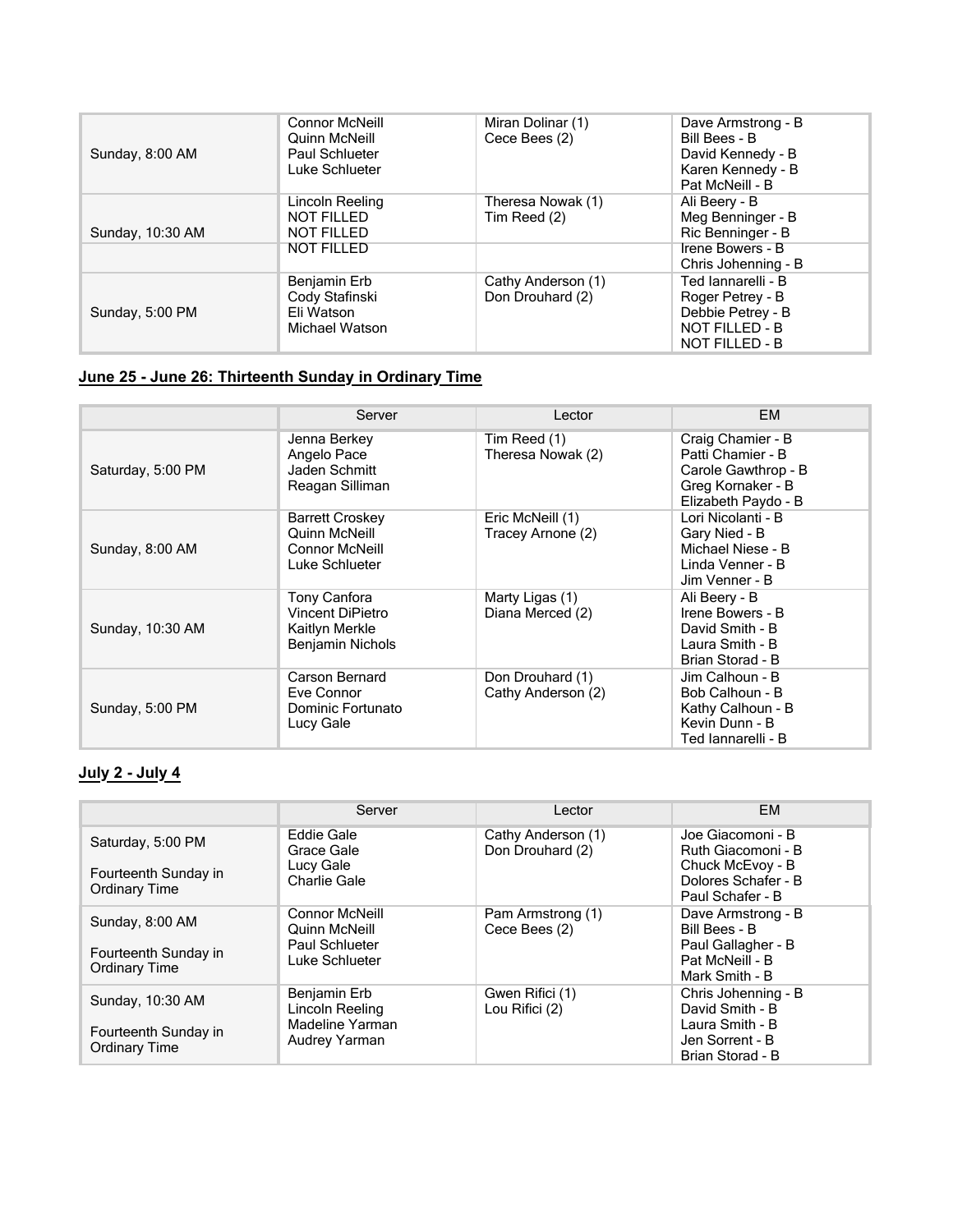| | | | |
|---|---|---|---|
| Sunday, 8:00 AM | Connor McNeill<br>Quinn McNeill<br>Paul Schlueter<br>Luke Schlueter | Miran Dolinar (1)<br>Cece Bees (2) | Dave Armstrong - B<br>Bill Bees - B<br>David Kennedy - B<br>Karen Kennedy - B<br>Pat McNeill - B |
| Sunday, 10:30 AM | Lincoln Reeling<br>NOT FILLED<br>NOT FILLED<br>NOT FILLED | Theresa Nowak (1)<br>Tim Reed (2) | Ali Beery - B<br>Meg Benninger - B<br>Ric Benninger - B<br>Irene Bowers - B<br>Chris Johenning - B |
| Sunday, 5:00 PM | Benjamin Erb<br>Cody Stafinski<br>Eli Watson<br>Michael Watson | Cathy Anderson (1)<br>Don Drouhard (2) | Ted Iannarelli - B<br>Roger Petrey - B<br>Debbie Petrey - B<br>NOT FILLED - B<br>NOT FILLED - B |

## June 25 - June 26: Thirteenth Sunday in Ordinary Time

| | Server | Lector | EM |
|---|---|---|---|
| Saturday, 5:00 PM | Jenna Berkey<br>Angelo Pace<br>Jaden Schmitt<br>Reagan Silliman | Tim Reed (1)<br>Theresa Nowak (2) | Craig Chamier - B<br>Patti Chamier - B<br>Carole Gawthrop - B<br>Greg Kornaker - B<br>Elizabeth Paydo - B |
| Sunday, 8:00 AM | Barrett Croskey<br>Quinn McNeill<br>Connor McNeill<br>Luke Schlueter | Eric McNeill (1)<br>Tracey Arnone (2) | Lori Nicolanti - B<br>Gary Nied - B<br>Michael Niese - B<br>Linda Venner - B<br>Jim Venner - B |
| Sunday, 10:30 AM | Tony Canfora<br>Vincent DiPietro<br>Kaitlyn Merkle<br>Benjamin Nichols | Marty Ligas (1)<br>Diana Merced (2) | Ali Beery - B<br>Irene Bowers - B<br>David Smith - B<br>Laura Smith - B<br>Brian Storad - B |
| Sunday, 5:00 PM | Carson Bernard<br>Eve Connor<br>Dominic Fortunato<br>Lucy Gale | Don Drouhard (1)<br>Cathy Anderson (2) | Jim Calhoun - B<br>Bob Calhoun - B<br>Kathy Calhoun - B<br>Kevin Dunn - B<br>Ted Iannarelli - B |

## July 2 - July 4

| | Server | Lector | EM |
|---|---|---|---|
| Saturday, 5:00 PM<br><br>Fourteenth Sunday in Ordinary Time | Eddie Gale<br>Grace Gale<br>Lucy Gale<br>Charlie Gale | Cathy Anderson (1)<br>Don Drouhard (2) | Joe Giacomoni - B<br>Ruth Giacomoni - B<br>Chuck McEvoy - B<br>Dolores Schafer - B<br>Paul Schafer - B |
| Sunday, 8:00 AM<br><br>Fourteenth Sunday in Ordinary Time | Connor McNeill<br>Quinn McNeill<br>Paul Schlueter<br>Luke Schlueter | Pam Armstrong (1)<br>Cece Bees (2) | Dave Armstrong - B<br>Bill Bees - B<br>Paul Gallagher - B<br>Pat McNeill - B<br>Mark Smith - B |
| Sunday, 10:30 AM<br><br>Fourteenth Sunday in Ordinary Time | Benjamin Erb<br>Lincoln Reeling<br>Madeline Yarman<br>Audrey Yarman | Gwen Rifici (1)<br>Lou Rifici (2) | Chris Johenning - B<br>David Smith - B<br>Laura Smith - B<br>Jen Sorrent - B<br>Brian Storad - B |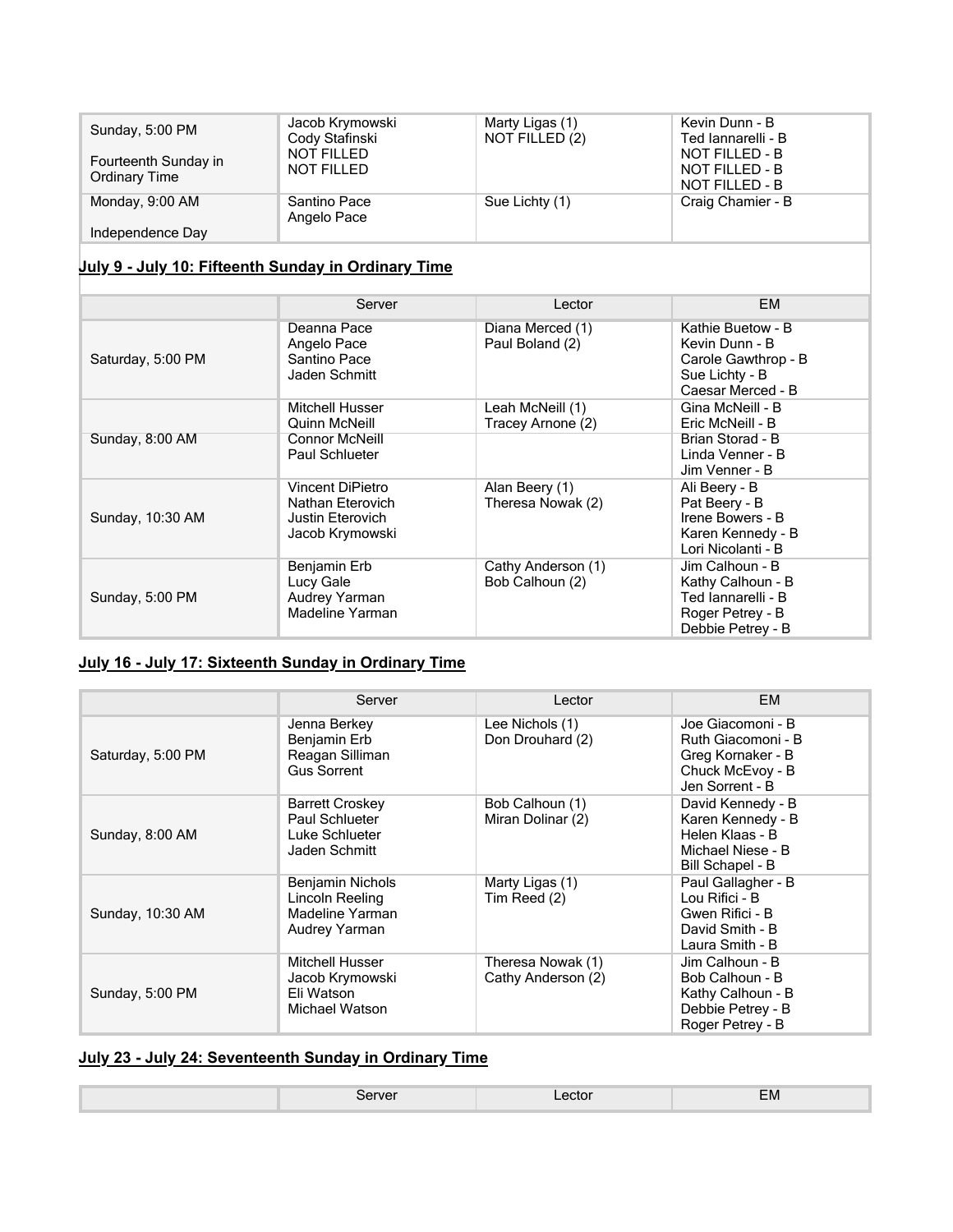| | | | |
|---|---|---|---|
| Sunday, 5:00 PM<br><br>Fourteenth Sunday in Ordinary Time | Jacob Krymowski<br>Cody Stafinski<br>NOT FILLED<br>NOT FILLED | Marty Ligas (1)<br>NOT FILLED (2) | Kevin Dunn - B<br>Ted Iannarelli - B<br>NOT FILLED - B<br>NOT FILLED - B<br>NOT FILLED - B |
| Monday, 9:00 AM<br><br>Independence Day | Santino Pace<br>Angelo Pace | Sue Lichty (1) | Craig Chamier - B |

## July 9 - July 10: Fifteenth Sunday in Ordinary Time

| | Server | Lector | EM |
|---|---|---|---|
| Saturday, 5:00 PM | Deanna Pace<br>Angelo Pace<br>Santino Pace<br>Jaden Schmitt | Diana Merced (1)<br>Paul Boland (2) | Kathie Buetow - B<br>Kevin Dunn - B<br>Carole Gawthrop - B<br>Sue Lichty - B<br>Caesar Merced - B |
| Sunday, 8:00 AM | Mitchell Husser<br>Quinn McNeill<br>Connor McNeill<br>Paul Schlueter | Leah McNeill (1)<br>Tracey Arnone (2) | Gina McNeill - B<br>Eric McNeill - B<br>Brian Storad - B<br>Linda Venner - B<br>Jim Venner - B |
| Sunday, 10:30 AM | Vincent DiPietro<br>Nathan Eterovich<br>Justin Eterovich<br>Jacob Krymowski | Alan Beery (1)<br>Theresa Nowak (2) | Ali Beery - B<br>Pat Beery - B<br>Irene Bowers - B<br>Karen Kennedy - B<br>Lori Nicolanti - B |
| Sunday, 5:00 PM | Benjamin Erb<br>Lucy Gale<br>Audrey Yarman<br>Madeline Yarman | Cathy Anderson (1)<br>Bob Calhoun (2) | Jim Calhoun - B<br>Kathy Calhoun - B<br>Ted Iannarelli - B<br>Roger Petrey - B<br>Debbie Petrey - B |

## July 16 - July 17: Sixteenth Sunday in Ordinary Time

| | Server | Lector | EM |
|---|---|---|---|
| Saturday, 5:00 PM | Jenna Berkey<br>Benjamin Erb<br>Reagan Silliman<br>Gus Sorrent | Lee Nichols (1)<br>Don Drouhard (2) | Joe Giacomoni - B<br>Ruth Giacomoni - B<br>Greg Kornaker - B<br>Chuck McEvoy - B<br>Jen Sorrent - B |
| Sunday, 8:00 AM | Barrett Croskey<br>Paul Schlueter<br>Luke Schlueter<br>Jaden Schmitt | Bob Calhoun (1)<br>Miran Dolinar (2) | David Kennedy - B<br>Karen Kennedy - B<br>Helen Klaas - B<br>Michael Niese - B<br>Bill Schapel - B |
| Sunday, 10:30 AM | Benjamin Nichols<br>Lincoln Reeling<br>Madeline Yarman<br>Audrey Yarman | Marty Ligas (1)<br>Tim Reed (2) | Paul Gallagher - B<br>Lou Rifici - B<br>Gwen Rifici - B<br>David Smith - B<br>Laura Smith - B |
| Sunday, 5:00 PM | Mitchell Husser<br>Jacob Krymowski<br>Eli Watson<br>Michael Watson | Theresa Nowak (1)<br>Cathy Anderson (2) | Jim Calhoun - B<br>Bob Calhoun - B<br>Kathy Calhoun - B<br>Debbie Petrey - B<br>Roger Petrey - B |

## July 23 - July 24: Seventeenth Sunday in Ordinary Time

| | Server | Lector | EM |
|---|---|---|---|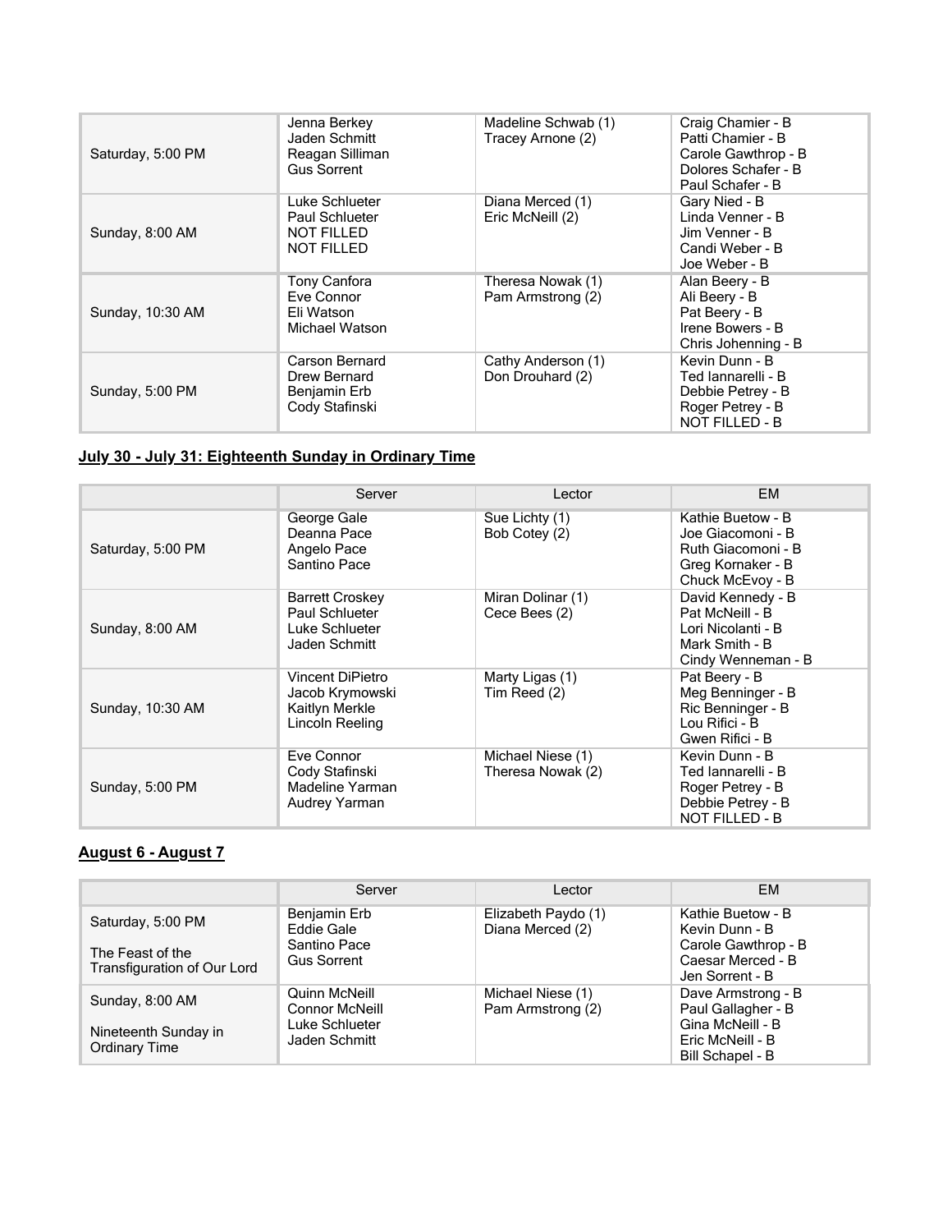| | | | |
|---|---|---|---|
| Saturday, 5:00 PM | Jenna Berkey<br>Jaden Schmitt<br>Reagan Silliman<br>Gus Sorrent | Madeline Schwab (1)<br>Tracey Arnone (2) | Craig Chamier - B<br>Patti Chamier - B<br>Carole Gawthrop - B<br>Dolores Schafer - B<br>Paul Schafer - B |
| Sunday, 8:00 AM | Luke Schlueter<br>Paul Schlueter<br>NOT FILLED<br>NOT FILLED | Diana Merced (1)<br>Eric McNeill (2) | Gary Nied - B<br>Linda Venner - B<br>Jim Venner - B<br>Candi Weber - B<br>Joe Weber - B |
| Sunday, 10:30 AM | Tony Canfora<br>Eve Connor<br>Eli Watson<br>Michael Watson | Theresa Nowak (1)<br>Pam Armstrong (2) | Alan Beery - B<br>Ali Beery - B<br>Pat Beery - B<br>Irene Bowers - B<br>Chris Johenning - B |
| Sunday, 5:00 PM | Carson Bernard<br>Drew Bernard<br>Benjamin Erb<br>Cody Stafinski | Cathy Anderson (1)<br>Don Drouhard (2) | Kevin Dunn - B<br>Ted Iannarelli - B<br>Debbie Petrey - B<br>Roger Petrey - B<br>NOT FILLED - B |

## **July 30 - July 31: Eighteenth Sunday in Ordinary Time**

| | Server | Lector | EM |
|---|---|---|---|
| Saturday, 5:00 PM | George Gale<br>Deanna Pace<br>Angelo Pace<br>Santino Pace | Sue Lichty (1)<br>Bob Cotey (2) | Kathie Buetow - B<br>Joe Giacomoni - B<br>Ruth Giacomoni - B<br>Greg Kornaker - B<br>Chuck McEvoy - B |
| Sunday, 8:00 AM | Barrett Croskey<br>Paul Schlueter<br>Luke Schlueter<br>Jaden Schmitt | Miran Dolinar (1)<br>Cece Bees (2) | David Kennedy - B<br>Pat McNeill - B<br>Lori Nicolanti - B<br>Mark Smith - B<br>Cindy Wenneman - B |
| Sunday, 10:30 AM | Vincent DiPietro<br>Jacob Krymowski<br>Kaitlyn Merkle<br>Lincoln Reeling | Marty Ligas (1)<br>Tim Reed (2) | Pat Beery - B<br>Meg Benninger - B<br>Ric Benninger - B<br>Lou Rifici - B<br>Gwen Rifici - B |
| Sunday, 5:00 PM | Eve Connor<br>Cody Stafinski<br>Madeline Yarman<br>Audrey Yarman | Michael Niese (1)<br>Theresa Nowak (2) | Kevin Dunn - B<br>Ted Iannarelli - B<br>Roger Petrey - B<br>Debbie Petrey - B<br>NOT FILLED - B |

## **August 6 - August 7**

| | Server | Lector | EM |
|---|---|---|---|
| Saturday, 5:00 PM<br><br>The Feast of the Transfiguration of Our Lord | Benjamin Erb<br>Eddie Gale<br>Santino Pace<br>Gus Sorrent | Elizabeth Paydo (1)<br>Diana Merced (2) | Kathie Buetow - B<br>Kevin Dunn - B<br>Carole Gawthrop - B<br>Caesar Merced - B<br>Jen Sorrent - B |
| Sunday, 8:00 AM<br><br>Nineteenth Sunday in Ordinary Time | Quinn McNeill<br>Connor McNeill<br>Luke Schlueter<br>Jaden Schmitt | Michael Niese (1)<br>Pam Armstrong (2) | Dave Armstrong - B<br>Paul Gallagher - B<br>Gina McNeill - B<br>Eric McNeill - B<br>Bill Schapel - B |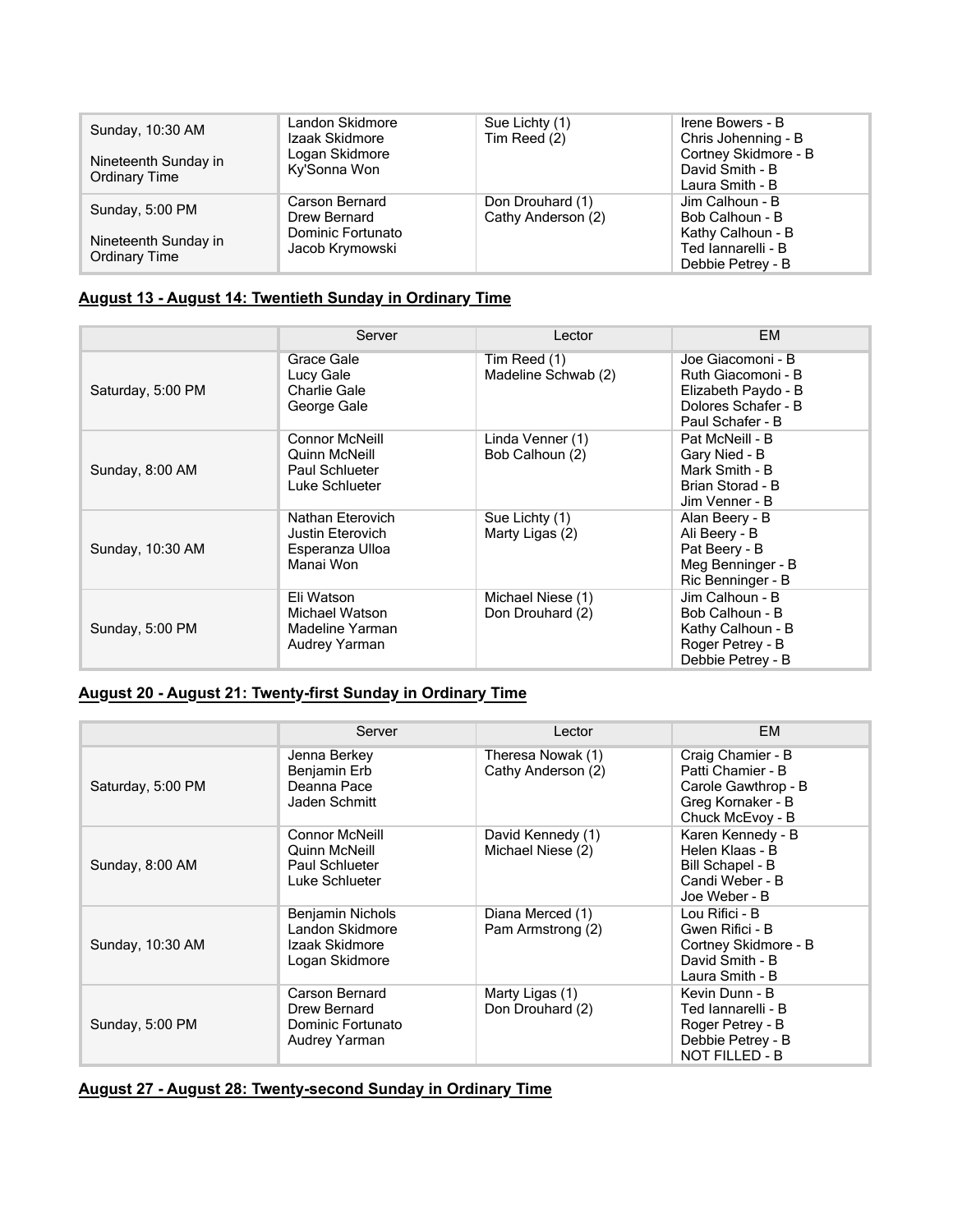| | | | |
|---|---|---|---|
| Sunday, 10:30 AM<br><br>Nineteenth Sunday in Ordinary Time | Landon Skidmore<br>Izaak Skidmore<br>Logan Skidmore<br>Ky'Sonna Won | Sue Lichty (1)<br>Tim Reed (2) | Irene Bowers - B<br>Chris Johenning - B<br>Cortney Skidmore - B<br>David Smith - B<br>Laura Smith - B |
| Sunday, 5:00 PM<br><br>Nineteenth Sunday in Ordinary Time | Carson Bernard<br>Drew Bernard<br>Dominic Fortunato<br>Jacob Krymowski | Don Drouhard (1)<br>Cathy Anderson (2) | Jim Calhoun - B<br>Bob Calhoun - B<br>Kathy Calhoun - B<br>Ted Iannarelli - B<br>Debbie Petrey - B |

**August 13 - August 14: Twentieth Sunday in Ordinary Time**

| | Server | Lector | EM |
|---|---|---|---|
| Saturday, 5:00 PM | Grace Gale<br>Lucy Gale<br>Charlie Gale<br>George Gale | Tim Reed (1)<br>Madeline Schwab (2) | Joe Giacomoni - B<br>Ruth Giacomoni - B<br>Elizabeth Paydo - B<br>Dolores Schafer - B<br>Paul Schafer - B |
| Sunday, 8:00 AM | Connor McNeill<br>Quinn McNeill<br>Paul Schlueter<br>Luke Schlueter | Linda Venner (1)<br>Bob Calhoun (2) | Pat McNeill - B<br>Gary Nied - B<br>Mark Smith - B<br>Brian Storad - B<br>Jim Venner - B |
| Sunday, 10:30 AM | Nathan Eterovich<br>Justin Eterovich<br>Esperanza Ulloa<br>Manai Won | Sue Lichty (1)<br>Marty Ligas (2) | Alan Beery - B<br>Ali Beery - B<br>Pat Beery - B<br>Meg Benninger - B<br>Ric Benninger - B |
| Sunday, 5:00 PM | Eli Watson<br>Michael Watson<br>Madeline Yarman<br>Audrey Yarman | Michael Niese (1)<br>Don Drouhard (2) | Jim Calhoun - B<br>Bob Calhoun - B<br>Kathy Calhoun - B<br>Roger Petrey - B<br>Debbie Petrey - B |

**August 20 - August 21: Twenty-first Sunday in Ordinary Time**

| | Server | Lector | EM |
|---|---|---|---|
| Saturday, 5:00 PM | Jenna Berkey<br>Benjamin Erb<br>Deanna Pace<br>Jaden Schmitt | Theresa Nowak (1)<br>Cathy Anderson (2) | Craig Chamier - B<br>Patti Chamier - B<br>Carole Gawthrop - B<br>Greg Kornaker - B<br>Chuck McEvoy - B |
| Sunday, 8:00 AM | Connor McNeill<br>Quinn McNeill<br>Paul Schlueter<br>Luke Schlueter | David Kennedy (1)<br>Michael Niese (2) | Karen Kennedy - B<br>Helen Klaas - B<br>Bill Schapel - B<br>Candi Weber - B<br>Joe Weber - B |
| Sunday, 10:30 AM | Benjamin Nichols<br>Landon Skidmore<br>Izaak Skidmore<br>Logan Skidmore | Diana Merced (1)<br>Pam Armstrong (2) | Lou Rifici - B<br>Gwen Rifici - B<br>Cortney Skidmore - B<br>David Smith - B<br>Laura Smith - B |
| Sunday, 5:00 PM | Carson Bernard<br>Drew Bernard<br>Dominic Fortunato<br>Audrey Yarman | Marty Ligas (1)<br>Don Drouhard (2) | Kevin Dunn - B<br>Ted Iannarelli - B<br>Roger Petrey - B<br>Debbie Petrey - B<br>NOT FILLED - B |

**August 27 - August 28: Twenty-second Sunday in Ordinary Time**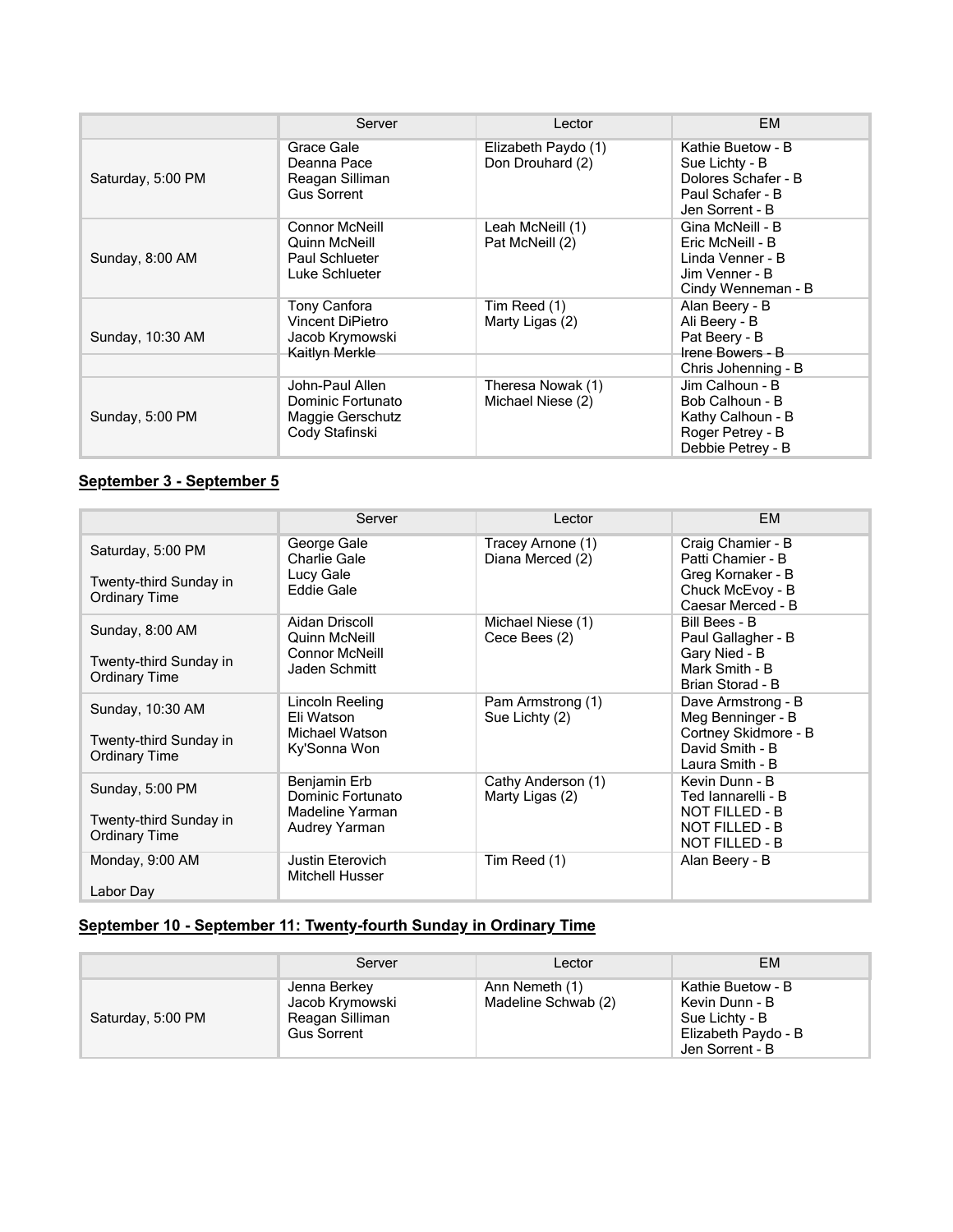| | Server | Lector | EM |
|---|---|---|---|
| Saturday, 5:00 PM | Grace Gale<br>Deanna Pace<br>Reagan Silliman<br>Gus Sorrent | Elizabeth Paydo (1)<br>Don Drouhard (2) | Kathie Buetow - B<br>Sue Lichty - B<br>Dolores Schafer - B<br>Paul Schafer - B<br>Jen Sorrent - B |
| Sunday, 8:00 AM | Connor McNeill<br>Quinn McNeill<br>Paul Schlueter<br>Luke Schlueter | Leah McNeill (1)<br>Pat McNeill (2) | Gina McNeill - B<br>Eric McNeill - B<br>Linda Venner - B<br>Jim Venner - B<br>Cindy Wenneman - B |
| Sunday, 10:30 AM | Tony Canfora<br>Vincent DiPietro<br>Jacob Krymowski<br>~~Kaitlyn Merkle~~ | Tim Reed (1)<br>Marty Ligas (2) | Alan Beery - B<br>Ali Beery - B<br>Pat Beery - B<br>~~Irene Bowers - B~~<br>Chris Johenning - B |
| Sunday, 5:00 PM | John-Paul Allen<br>Dominic Fortunato<br>Maggie Gerschutz<br>Cody Stafinski | Theresa Nowak (1)<br>Michael Niese (2) | Jim Calhoun - B<br>Bob Calhoun - B<br>Kathy Calhoun - B<br>Roger Petrey - B<br>Debbie Petrey - B |

## September 3 - September 5

| | Server | Lector | EM |
|---|---|---|---|
| Saturday, 5:00 PM<br><br>Twenty-third Sunday in Ordinary Time | George Gale<br>Charlie Gale<br>Lucy Gale<br>Eddie Gale | Tracey Arnone (1)<br>Diana Merced (2) | Craig Chamier - B<br>Patti Chamier - B<br>Greg Kornaker - B<br>Chuck McEvoy - B<br>Caesar Merced - B |
| Sunday, 8:00 AM<br><br>Twenty-third Sunday in Ordinary Time | Aidan Driscoll<br>Quinn McNeill<br>Connor McNeill<br>Jaden Schmitt | Michael Niese (1)<br>Cece Bees (2) | Bill Bees - B<br>Paul Gallagher - B<br>Gary Nied - B<br>Mark Smith - B<br>Brian Storad - B |
| Sunday, 10:30 AM<br><br>Twenty-third Sunday in Ordinary Time | Lincoln Reeling<br>Eli Watson<br>Michael Watson<br>Ky'Sonna Won | Pam Armstrong (1)<br>Sue Lichty (2) | Dave Armstrong - B<br>Meg Benninger - B<br>Cortney Skidmore - B<br>David Smith - B<br>Laura Smith - B |
| Sunday, 5:00 PM<br><br>Twenty-third Sunday in Ordinary Time | Benjamin Erb<br>Dominic Fortunato<br>Madeline Yarman<br>Audrey Yarman | Cathy Anderson (1)<br>Marty Ligas (2) | Kevin Dunn - B<br>Ted Iannarelli - B<br>NOT FILLED - B<br>NOT FILLED - B<br>NOT FILLED - B |
| Monday, 9:00 AM<br><br>Labor Day | Justin Eterovich<br>Mitchell Husser | Tim Reed (1) | Alan Beery - B |

## September 10 - September 11: Twenty-fourth Sunday in Ordinary Time

| | Server | Lector | EM |
|---|---|---|---|
| Saturday, 5:00 PM | Jenna Berkey<br>Jacob Krymowski<br>Reagan Silliman<br>Gus Sorrent | Ann Nemeth (1)<br>Madeline Schwab (2) | Kathie Buetow - B<br>Kevin Dunn - B<br>Sue Lichty - B<br>Elizabeth Paydo - B<br>Jen Sorrent - B |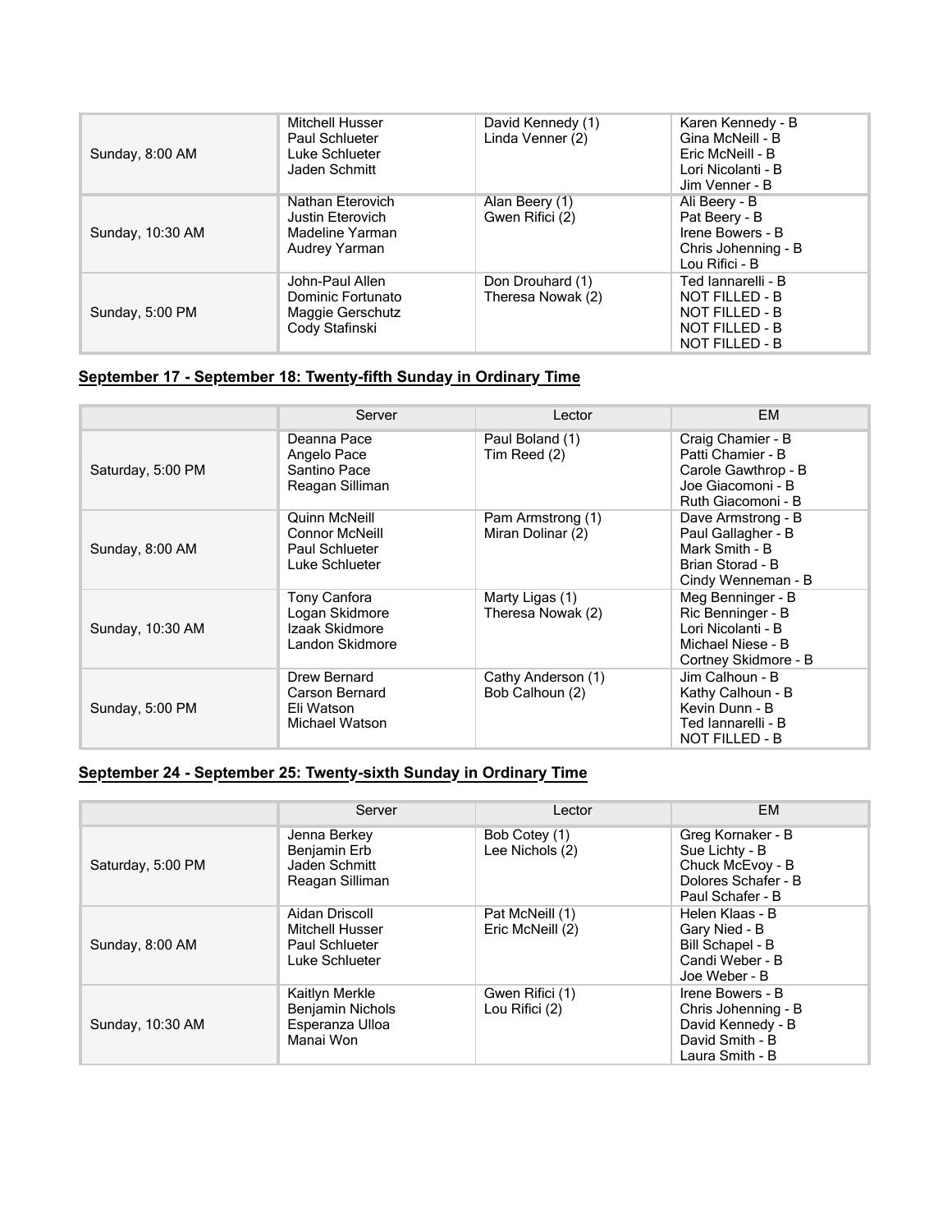| | | | |
|---|---|---|---|
| Sunday, 8:00 AM | Mitchell Husser<br>Paul Schlueter<br>Luke Schlueter<br>Jaden Schmitt | David Kennedy (1)<br>Linda Venner (2) | Karen Kennedy - B<br>Gina McNeill - B<br>Eric McNeill - B<br>Lori Nicolanti - B<br>Jim Venner - B |
| Sunday, 10:30 AM | Nathan Eterovich<br>Justin Eterovich<br>Madeline Yarman<br>Audrey Yarman | Alan Beery (1)<br>Gwen Rifici (2) | Ali Beery - B<br>Pat Beery - B<br>Irene Bowers - B<br>Chris Johenning - B<br>Lou Rifici - B |
| Sunday, 5:00 PM | John-Paul Allen<br>Dominic Fortunato<br>Maggie Gerschutz<br>Cody Stafinski | Don Drouhard (1)<br>Theresa Nowak (2) | Ted Iannarelli - B<br>NOT FILLED - B<br>NOT FILLED - B<br>NOT FILLED - B<br>NOT FILLED - B |

## September 17 - September 18: Twenty-fifth Sunday in Ordinary Time

| | Server | Lector | EM |
|---|---|---|---|
| Saturday, 5:00 PM | Deanna Pace<br>Angelo Pace<br>Santino Pace<br>Reagan Silliman | Paul Boland (1)<br>Tim Reed (2) | Craig Chamier - B<br>Patti Chamier - B<br>Carole Gawthrop - B<br>Joe Giacomoni - B<br>Ruth Giacomoni - B |
| Sunday, 8:00 AM | Quinn McNeill<br>Connor McNeill<br>Paul Schlueter<br>Luke Schlueter | Pam Armstrong (1)<br>Miran Dolinar (2) | Dave Armstrong - B<br>Paul Gallagher - B<br>Mark Smith - B<br>Brian Storad - B<br>Cindy Wenneman - B |
| Sunday, 10:30 AM | Tony Canfora<br>Logan Skidmore<br>Izaak Skidmore<br>Landon Skidmore | Marty Ligas (1)<br>Theresa Nowak (2) | Meg Benninger - B<br>Ric Benninger - B<br>Lori Nicolanti - B<br>Michael Niese - B<br>Cortney Skidmore - B |
| Sunday, 5:00 PM | Drew Bernard<br>Carson Bernard<br>Eli Watson<br>Michael Watson | Cathy Anderson (1)<br>Bob Calhoun (2) | Jim Calhoun - B<br>Kathy Calhoun - B<br>Kevin Dunn - B<br>Ted Iannarelli - B<br>NOT FILLED - B |

## September 24 - September 25: Twenty-sixth Sunday in Ordinary Time

| | Server | Lector | EM |
|---|---|---|---|
| Saturday, 5:00 PM | Jenna Berkey<br>Benjamin Erb<br>Jaden Schmitt<br>Reagan Silliman | Bob Cotey (1)<br>Lee Nichols (2) | Greg Kornaker - B<br>Sue Lichty - B<br>Chuck McEvoy - B<br>Dolores Schafer - B<br>Paul Schafer - B |
| Sunday, 8:00 AM | Aidan Driscoll<br>Mitchell Husser<br>Paul Schlueter<br>Luke Schlueter | Pat McNeill (1)<br>Eric McNeill (2) | Helen Klaas - B<br>Gary Nied - B<br>Bill Schapel - B<br>Candi Weber - B<br>Joe Weber - B |
| Sunday, 10:30 AM | Kaitlyn Merkle<br>Benjamin Nichols<br>Esperanza Ulloa<br>Manai Won | Gwen Rifici (1)<br>Lou Rifici (2) | Irene Bowers - B<br>Chris Johenning - B<br>David Kennedy - B<br>David Smith - B<br>Laura Smith - B |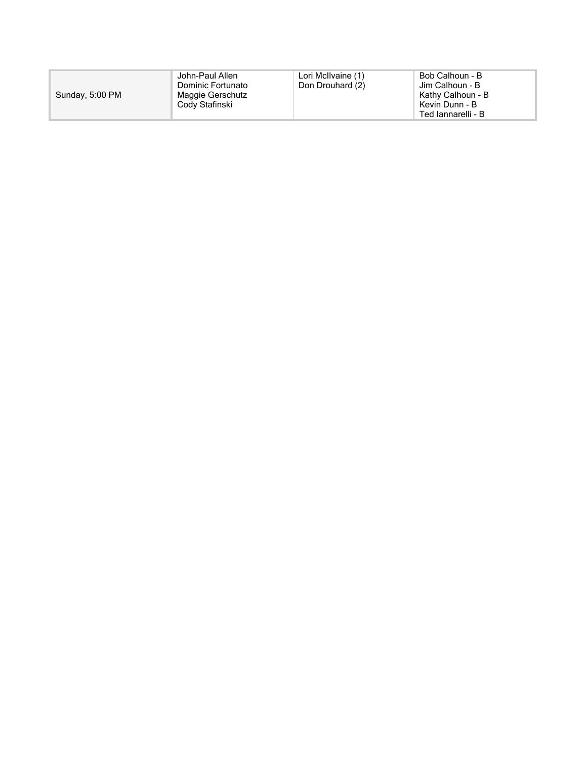| | | | |
|---|---|---|---|
| Sunday, 5:00 PM | John-Paul Allen<br>Dominic Fortunato<br>Maggie Gerschutz<br>Cody Stafinski | Lori McIlvaine (1)<br>Don Drouhard (2) | Bob Calhoun - B<br>Jim Calhoun - B<br>Kathy Calhoun - B<br>Kevin Dunn - B<br>Ted Iannarelli - B |